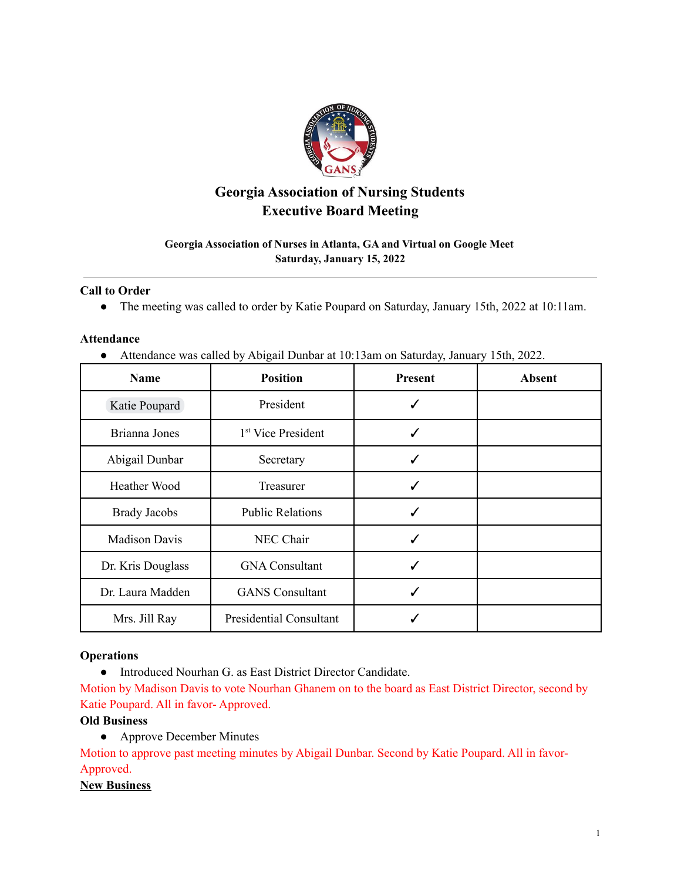# Georgia Association of Nursing Students
# Executive Board Meeting

**Georgia Association of Nurses in Atlanta, GA and Virtual on Google Meet**
**Saturday, January 15, 2022**

---

**Call to Order**

- The meeting was called to order by Katie Poupard on Saturday, January 15th, 2022 at 10:11am.

**Attendance**

- Attendance was called by Abigail Dunbar at 10:13am on Saturday, January 15th, 2022.

| Name | Position | Present | Absent |
|---|---|---|---|
| Katie Poupard | President | ✓ | |
| Brianna Jones | 1st Vice President | ✓ | |
| Abigail Dunbar | Secretary | ✓ | |
| Heather Wood | Treasurer | ✓ | |
| Brady Jacobs | Public Relations | ✓ | |
| Madison Davis | NEC Chair | ✓ | |
| Dr. Kris Douglass | GNA Consultant | ✓ | |
| Dr. Laura Madden | GANS Consultant | ✓ | |
| Mrs. Jill Ray | Presidential Consultant | ✓ | |

**Operations**

- Introduced Nourhan G. as East District Director Candidate.

Motion by Madison Davis to vote Nourhan Ghanem on to the board as East District Director, second by Katie Poupard. All in favor- Approved.

**Old Business**

- Approve December Minutes

Motion to approve past meeting minutes by Abigail Dunbar. Second by Katie Poupard. All in favor- Approved.

**New Business**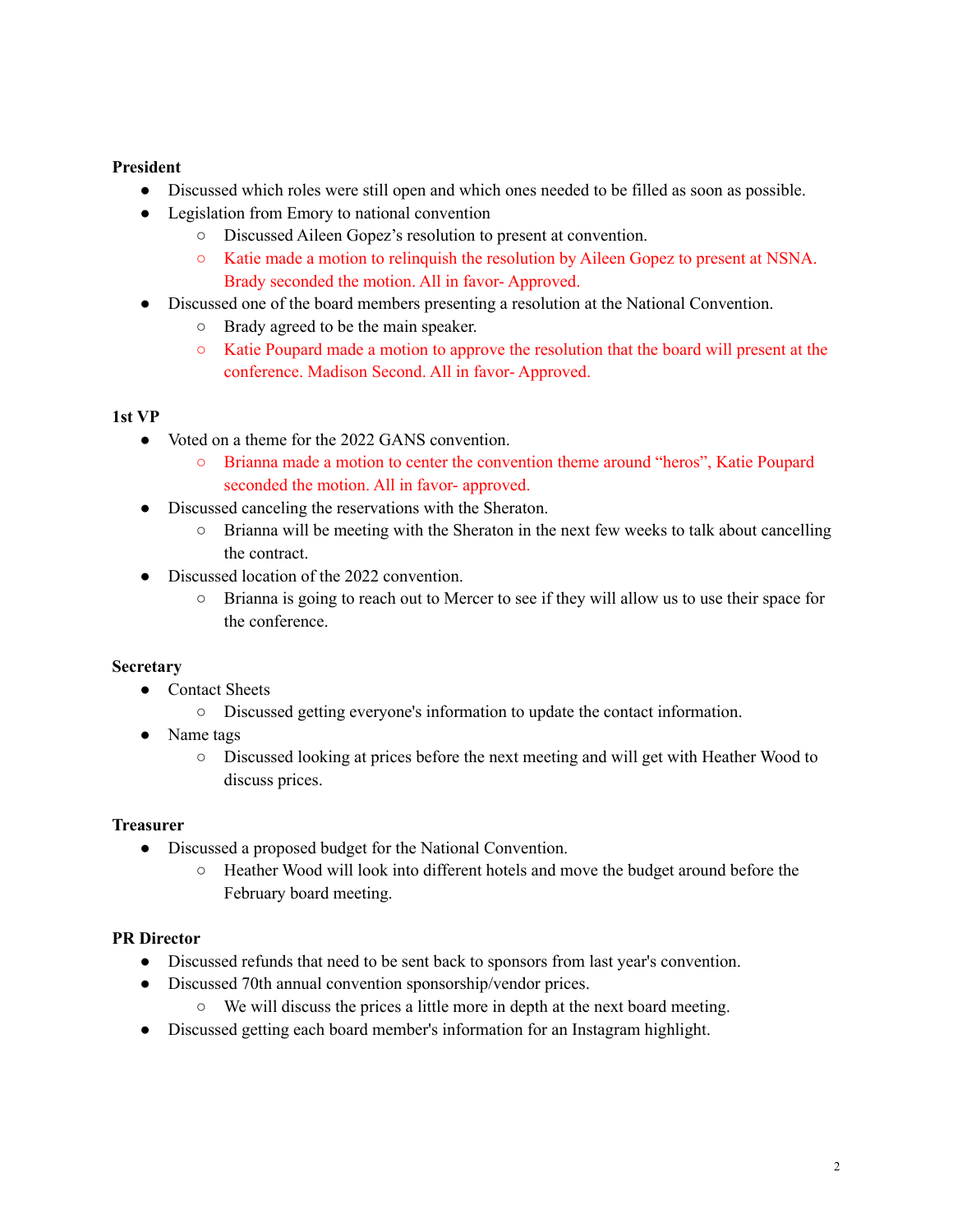**President**

- Discussed which roles were still open and which ones needed to be filled as soon as possible.
- Legislation from Emory to national convention
  - Discussed Aileen Gopez's resolution to present at convention.
  - Katie made a motion to relinquish the resolution by Aileen Gopez to present at NSNA. Brady seconded the motion. All in favor- Approved.
- Discussed one of the board members presenting a resolution at the National Convention.
  - Brady agreed to be the main speaker.
  - Katie Poupard made a motion to approve the resolution that the board will present at the conference. Madison Second. All in favor- Approved.

**1st VP**

- Voted on a theme for the 2022 GANS convention.
  - Brianna made a motion to center the convention theme around "heros", Katie Poupard seconded the motion. All in favor- approved.
- Discussed canceling the reservations with the Sheraton.
  - Brianna will be meeting with the Sheraton in the next few weeks to talk about cancelling the contract.
- Discussed location of the 2022 convention.
  - Brianna is going to reach out to Mercer to see if they will allow us to use their space for the conference.

**Secretary**

- Contact Sheets
  - Discussed getting everyone's information to update the contact information.
- Name tags
  - Discussed looking at prices before the next meeting and will get with Heather Wood to discuss prices.

**Treasurer**

- Discussed a proposed budget for the National Convention.
  - Heather Wood will look into different hotels and move the budget around before the February board meeting.

**PR Director**

- Discussed refunds that need to be sent back to sponsors from last year's convention.
- Discussed 70th annual convention sponsorship/vendor prices.
  - We will discuss the prices a little more in depth at the next board meeting.
- Discussed getting each board member's information for an Instagram highlight.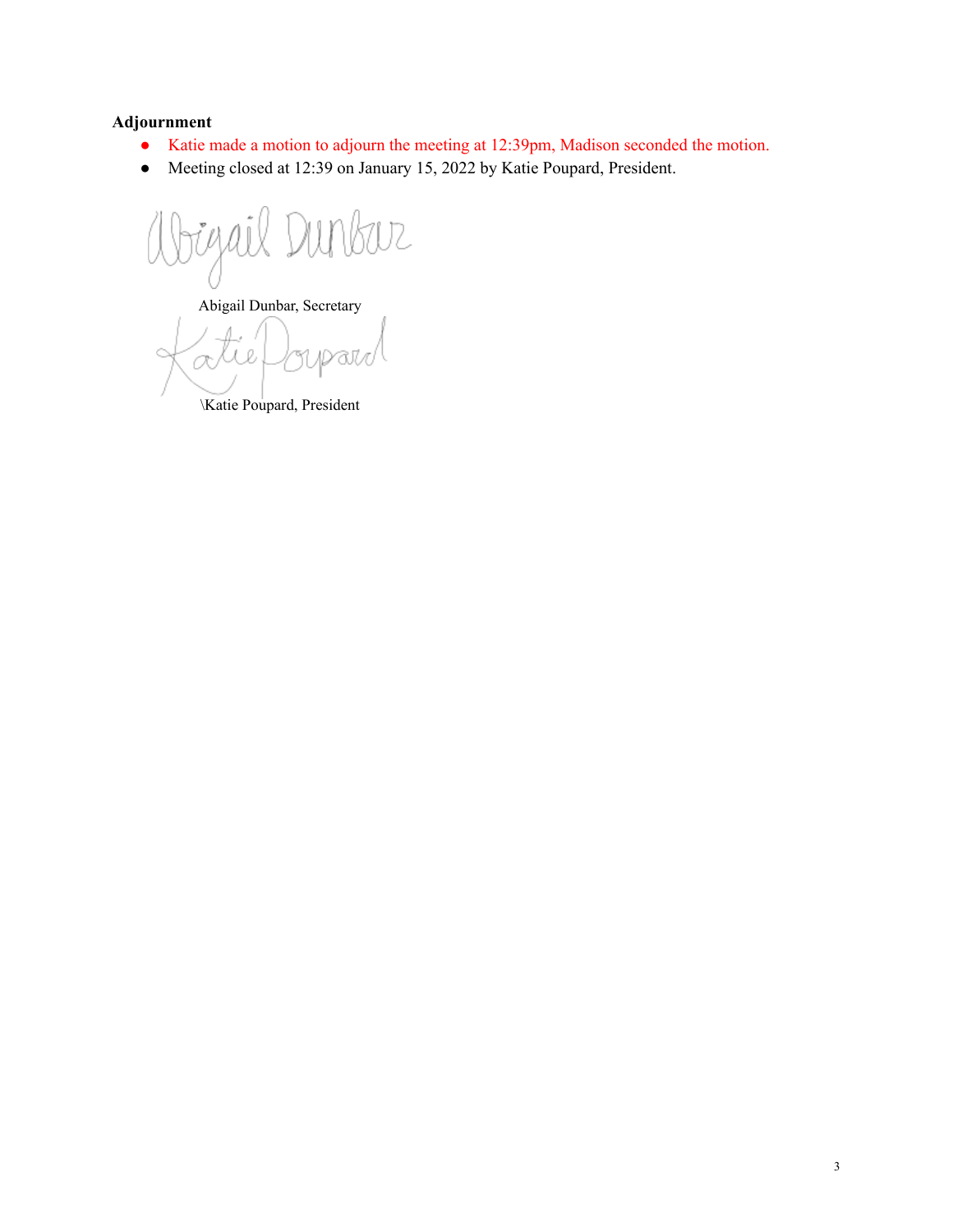**Adjournment**

- Katie made a motion to adjourn the meeting at 12:39pm, Madison seconded the motion.
- Meeting closed at 12:39 on January 15, 2022 by Katie Poupard, President.

Abigail Dunbar, Secretary

\Katie Poupard, President